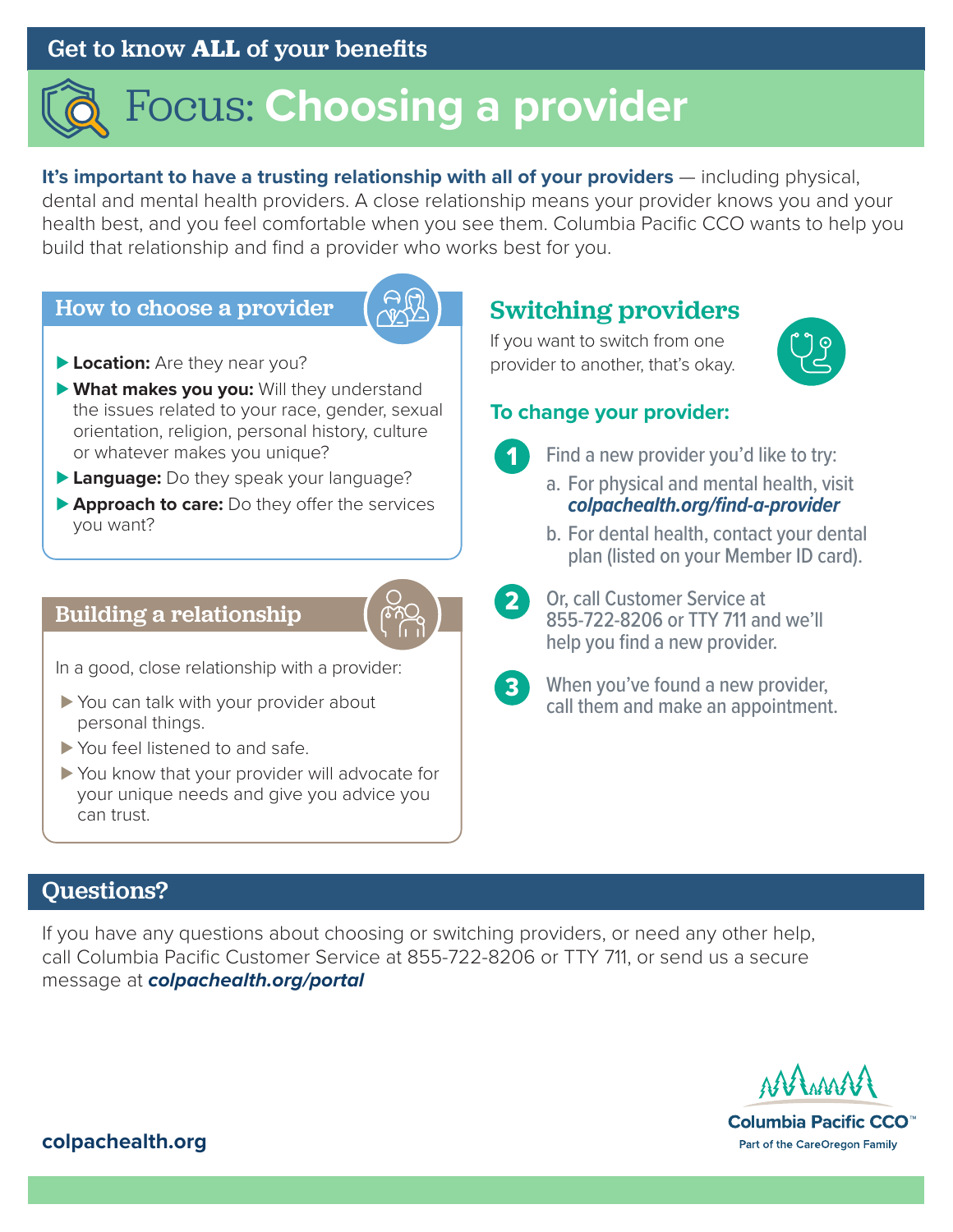Get to know **ALL** of your benefits

# Focus: Choosing a provider

**It's important to have a trusting relationship with all of your providers** — including physical, dental and mental health providers. A close relationship means your provider knows you and your health best, and you feel comfortable when you see them. Columbia Pacific CCO wants to help you build that relationship and find a provider who works best for you.

## How to choose a provider

- **Location:** Are they near you?
- **What makes you you:** Will they understand the issues related to your race, gender, sexual orientation, religion, personal history, culture or whatever makes you unique?
- **Language:** Do they speak your language?
- **Approach to care:** Do they offer the services you want?

## Building a relationship

In a good, close relationship with a provider:

- You can talk with your provider about personal things.
- You feel listened to and safe.
- You know that your provider will advocate for your unique needs and give you advice you can trust.

## Switching providers

If you want to switch from one provider to another, that's okay.

### To change your provider:

1. Find a new provider you'd like to try:
   a. For physical and mental health, visit ***colpachealth.org/find-a-provider***
   b. For dental health, contact your dental plan (listed on your Member ID card).
2. Or, call Customer Service at 855-722-8206 or TTY 711 and we'll help you find a new provider.
3. When you've found a new provider, call them and make an appointment.

## Questions?

If you have any questions about choosing or switching providers, or need any other help, call Columbia Pacific Customer Service at 855-722-8206 or TTY 711, or send us a secure message at ***colpachealth.org/portal***

**colpachealth.org**

Columbia Pacific CCO™
Part of the CareOregon Family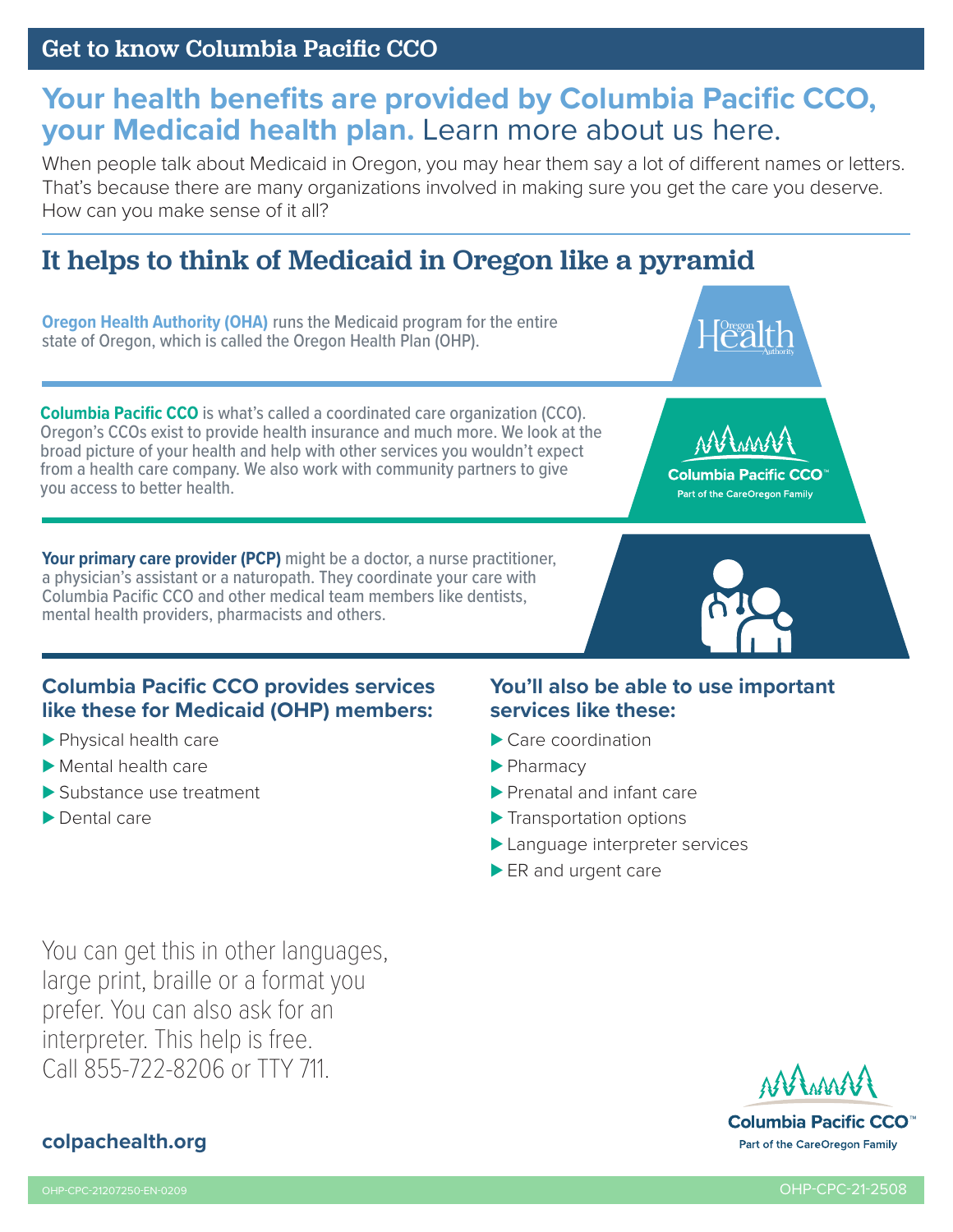## Get to know Columbia Pacific CCO

# Your health benefits are provided by Columbia Pacific CCO, your Medicaid health plan. Learn more about us here.

When people talk about Medicaid in Oregon, you may hear them say a lot of different names or letters. That's because there are many organizations involved in making sure you get the care you deserve. How can you make sense of it all?

## It helps to think of Medicaid in Oregon like a pyramid

**Oregon Health Authority (OHA)** runs the Medicaid program for the entire state of Oregon, which is called the Oregon Health Plan (OHP).

**Columbia Pacific CCO** is what's called a coordinated care organization (CCO). Oregon's CCOs exist to provide health insurance and much more. We look at the broad picture of your health and help with other services you wouldn't expect from a health care company. We also work with community partners to give you access to better health.

**Your primary care provider (PCP)** might be a doctor, a nurse practitioner, a physician's assistant or a naturopath. They coordinate your care with Columbia Pacific CCO and other medical team members like dentists, mental health providers, pharmacists and others.

### Columbia Pacific CCO provides services like these for Medicaid (OHP) members:

- Physical health care
- Mental health care
- Substance use treatment
- Dental care

### You'll also be able to use important services like these:

- Care coordination
- Pharmacy
- Prenatal and infant care
- Transportation options
- Language interpreter services
- ER and urgent care

You can get this in other languages, large print, braille or a format you prefer. You can also ask for an interpreter. This help is free. Call 855-722-8206 or TTY 711.

**colpachealth.org**

Columbia Pacific CCO™
Part of the CareOregon Family

OHP-CPC-21207250-EN-0209

OHP-CPC-21-2508